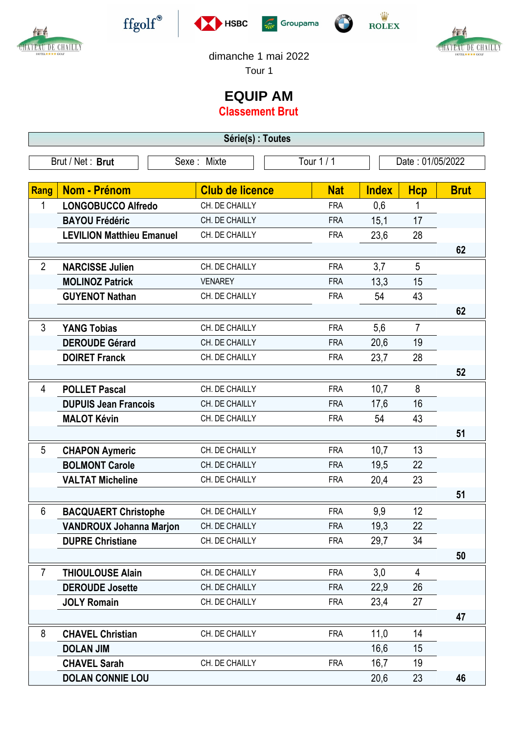dimanche 1 mai 2022

Tour 1

# EQUIP AM

## Classement Brut

**Série(s) : Toutes**

| Brut / Net : **Brut** | Sexe : Mixte | Tour 1 / 1 | Date : 01/05/2022 |
|---|---|---|---|

| Rang | Nom - Prénom | Club de licence | Nat | Index | Hcp | Brut |
|---|---|---|---|---|---|---|
| 1 | **LONGOBUCCO Alfredo** | CH. DE CHAILLY | FRA | 0,6 | 1 | |
| | **BAYOU Frédéric** | CH. DE CHAILLY | FRA | 15,1 | 17 | |
| | **LEVILION Matthieu Emanuel** | CH. DE CHAILLY | FRA | 23,6 | 28 | |
| | | | | | | **62** |
| 2 | **NARCISSE Julien** | CH. DE CHAILLY | FRA | 3,7 | 5 | |
| | **MOLINOZ Patrick** | VENAREY | FRA | 13,3 | 15 | |
| | **GUYENOT Nathan** | CH. DE CHAILLY | FRA | 54 | 43 | |
| | | | | | | **62** |
| 3 | **YANG Tobias** | CH. DE CHAILLY | FRA | 5,6 | 7 | |
| | **DEROUDE Gérard** | CH. DE CHAILLY | FRA | 20,6 | 19 | |
| | **DOIRET Franck** | CH. DE CHAILLY | FRA | 23,7 | 28 | |
| | | | | | | **52** |
| 4 | **POLLET Pascal** | CH. DE CHAILLY | FRA | 10,7 | 8 | |
| | **DUPUIS Jean Francois** | CH. DE CHAILLY | FRA | 17,6 | 16 | |
| | **MALOT Kévin** | CH. DE CHAILLY | FRA | 54 | 43 | |
| | | | | | | **51** |
| 5 | **CHAPON Aymeric** | CH. DE CHAILLY | FRA | 10,7 | 13 | |
| | **BOLMONT Carole** | CH. DE CHAILLY | FRA | 19,5 | 22 | |
| | **VALTAT Micheline** | CH. DE CHAILLY | FRA | 20,4 | 23 | |
| | | | | | | **51** |
| 6 | **BACQUAERT Christophe** | CH. DE CHAILLY | FRA | 9,9 | 12 | |
| | **VANDROUX Johanna Marjon** | CH. DE CHAILLY | FRA | 19,3 | 22 | |
| | **DUPRE Christiane** | CH. DE CHAILLY | FRA | 29,7 | 34 | |
| | | | | | | **50** |
| 7 | **THIOULOUSE Alain** | CH. DE CHAILLY | FRA | 3,0 | 4 | |
| | **DEROUDE Josette** | CH. DE CHAILLY | FRA | 22,9 | 26 | |
| | **JOLY Romain** | CH. DE CHAILLY | FRA | 23,4 | 27 | |
| | | | | | | **47** |
| 8 | **CHAVEL Christian** | CH. DE CHAILLY | FRA | 11,0 | 14 | |
| | **DOLAN JIM** | | | 16,6 | 15 | |
| | **CHAVEL Sarah** | CH. DE CHAILLY | FRA | 16,7 | 19 | |
| | **DOLAN CONNIE LOU** | | | 20,6 | 23 | **46** |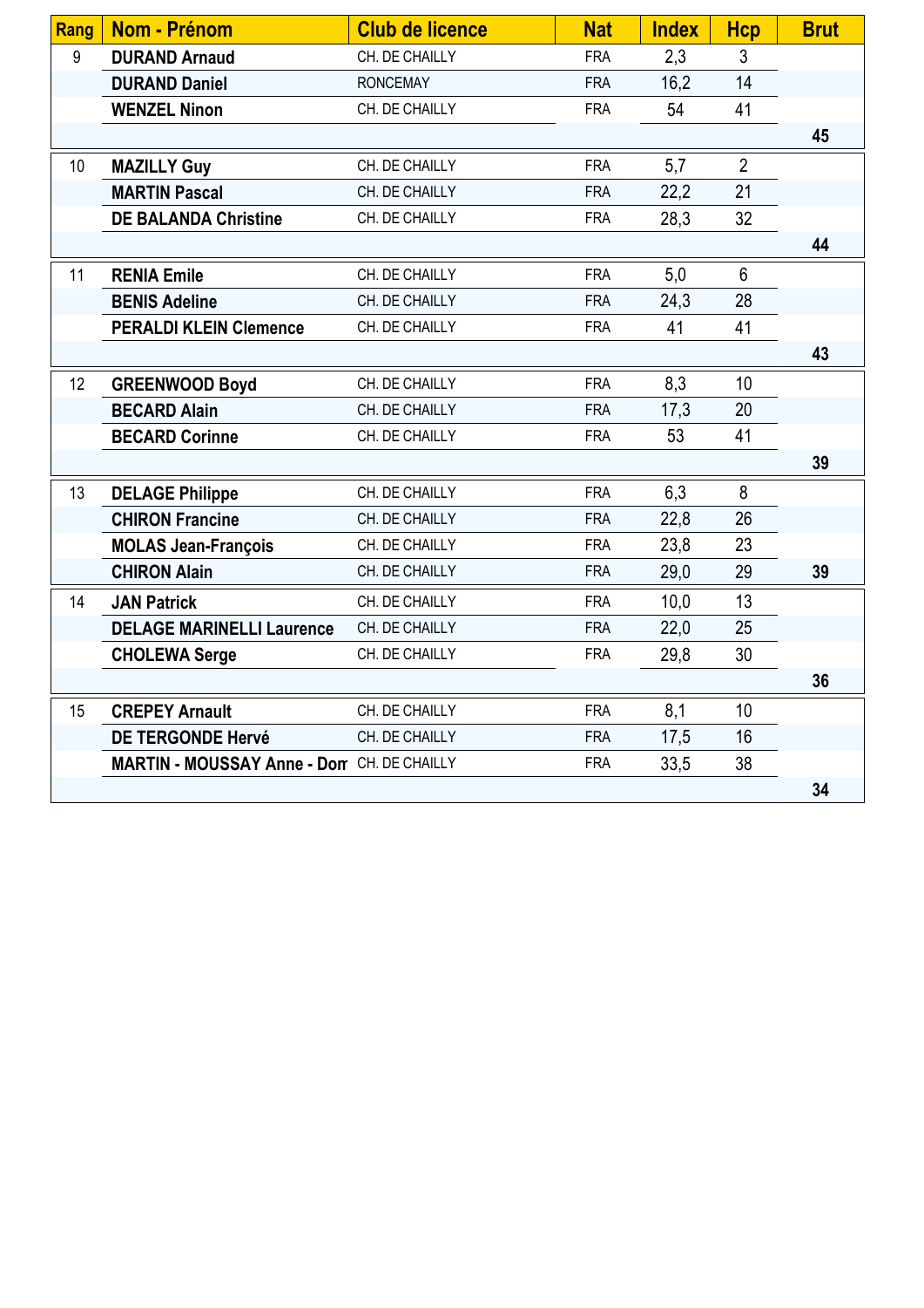| Rang | Nom - Prénom | Club de licence | Nat | Index | Hcp | Brut |
|---|---|---|---|---|---|---|
| 9 | **DURAND Arnaud** | CH. DE CHAILLY | FRA | 2,3 | 3 | |
| | **DURAND Daniel** | RONCEMAY | FRA | 16,2 | 14 | |
| | **WENZEL Ninon** | CH. DE CHAILLY | FRA | 54 | 41 | |
| | | | | | | **45** |
| 10 | **MAZILLY Guy** | CH. DE CHAILLY | FRA | 5,7 | 2 | |
| | **MARTIN Pascal** | CH. DE CHAILLY | FRA | 22,2 | 21 | |
| | **DE BALANDA Christine** | CH. DE CHAILLY | FRA | 28,3 | 32 | |
| | | | | | | **44** |
| 11 | **RENIA Emile** | CH. DE CHAILLY | FRA | 5,0 | 6 | |
| | **BENIS Adeline** | CH. DE CHAILLY | FRA | 24,3 | 28 | |
| | **PERALDI KLEIN Clemence** | CH. DE CHAILLY | FRA | 41 | 41 | |
| | | | | | | **43** |
| 12 | **GREENWOOD Boyd** | CH. DE CHAILLY | FRA | 8,3 | 10 | |
| | **BECARD Alain** | CH. DE CHAILLY | FRA | 17,3 | 20 | |
| | **BECARD Corinne** | CH. DE CHAILLY | FRA | 53 | 41 | |
| | | | | | | **39** |
| 13 | **DELAGE Philippe** | CH. DE CHAILLY | FRA | 6,3 | 8 | |
| | **CHIRON Francine** | CH. DE CHAILLY | FRA | 22,8 | 26 | |
| | **MOLAS Jean-François** | CH. DE CHAILLY | FRA | 23,8 | 23 | |
| | **CHIRON Alain** | CH. DE CHAILLY | FRA | 29,0 | 29 | **39** |
| 14 | **JAN Patrick** | CH. DE CHAILLY | FRA | 10,0 | 13 | |
| | **DELAGE MARINELLI Laurence** | CH. DE CHAILLY | FRA | 22,0 | 25 | |
| | **CHOLEWA Serge** | CH. DE CHAILLY | FRA | 29,8 | 30 | |
| | | | | | | **36** |
| 15 | **CREPEY Arnault** | CH. DE CHAILLY | FRA | 8,1 | 10 | |
| | **DE TERGONDE Hervé** | CH. DE CHAILLY | FRA | 17,5 | 16 | |
| | **MARTIN - MOUSSAY Anne - Dom** | CH. DE CHAILLY | FRA | 33,5 | 38 | |
| | | | | | | **34** |